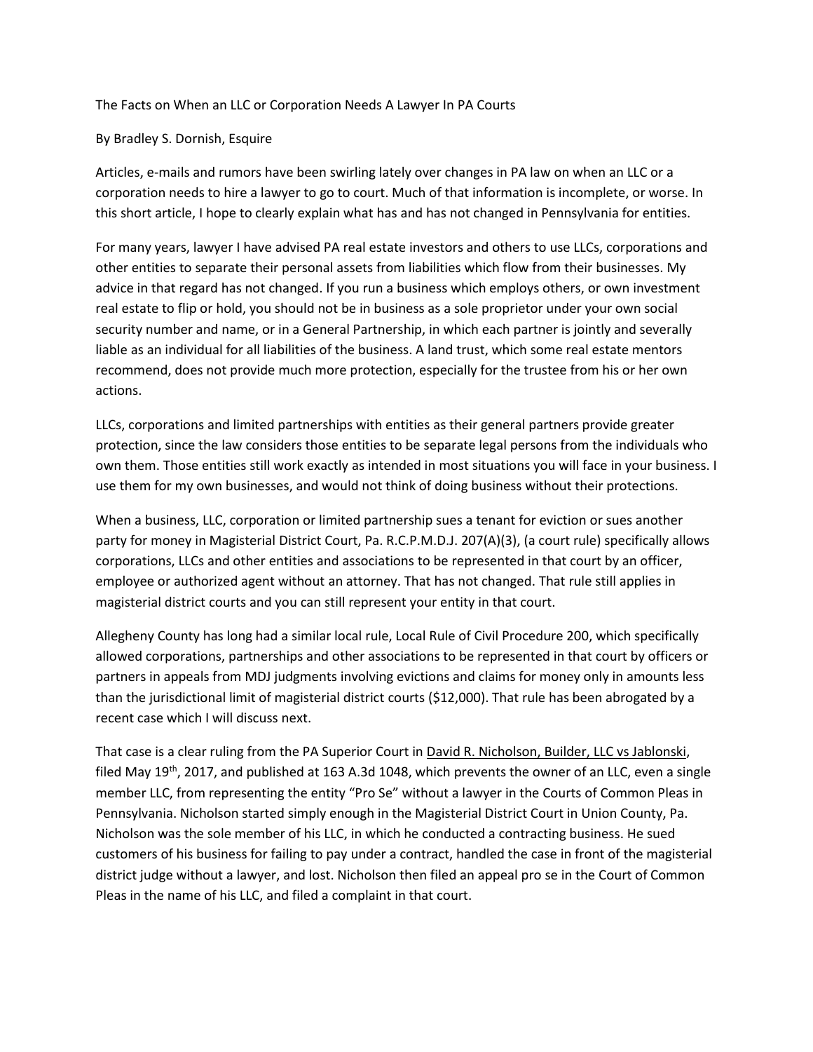# The Facts on When an LLC or Corporation Needs A Lawyer In PA Courts

By Bradley S. Dornish, Esquire

Articles, e-mails and rumors have been swirling lately over changes in PA law on when an LLC or a corporation needs to hire a lawyer to go to court. Much of that information is incomplete, or worse. In this short article, I hope to clearly explain what has and has not changed in Pennsylvania for entities.

For many years, lawyer I have advised PA real estate investors and others to use LLCs, corporations and other entities to separate their personal assets from liabilities which flow from their businesses. My advice in that regard has not changed. If you run a business which employs others, or own investment real estate to flip or hold, you should not be in business as a sole proprietor under your own social security number and name, or in a General Partnership, in which each partner is jointly and severally liable as an individual for all liabilities of the business. A land trust, which some real estate mentors recommend, does not provide much more protection, especially for the trustee from his or her own actions.

LLCs, corporations and limited partnerships with entities as their general partners provide greater protection, since the law considers those entities to be separate legal persons from the individuals who own them. Those entities still work exactly as intended in most situations you will face in your business. I use them for my own businesses, and would not think of doing business without their protections.

When a business, LLC, corporation or limited partnership sues a tenant for eviction or sues another party for money in Magisterial District Court, Pa. R.C.P.M.D.J. 207(A)(3), (a court rule) specifically allows corporations, LLCs and other entities and associations to be represented in that court by an officer, employee or authorized agent without an attorney. That has not changed. That rule still applies in magisterial district courts and you can still represent your entity in that court.

Allegheny County has long had a similar local rule, Local Rule of Civil Procedure 200, which specifically allowed corporations, partnerships and other associations to be represented in that court by officers or partners in appeals from MDJ judgments involving evictions and claims for money only in amounts less than the jurisdictional limit of magisterial district courts ($12,000). That rule has been abrogated by a recent case which I will discuss next.

That case is a clear ruling from the PA Superior Court in David R. Nicholson, Builder, LLC vs Jablonski, filed May 19th, 2017, and published at 163 A.3d 1048, which prevents the owner of an LLC, even a single member LLC, from representing the entity "Pro Se" without a lawyer in the Courts of Common Pleas in Pennsylvania. Nicholson started simply enough in the Magisterial District Court in Union County, Pa. Nicholson was the sole member of his LLC, in which he conducted a contracting business. He sued customers of his business for failing to pay under a contract, handled the case in front of the magisterial district judge without a lawyer, and lost. Nicholson then filed an appeal pro se in the Court of Common Pleas in the name of his LLC, and filed a complaint in that court.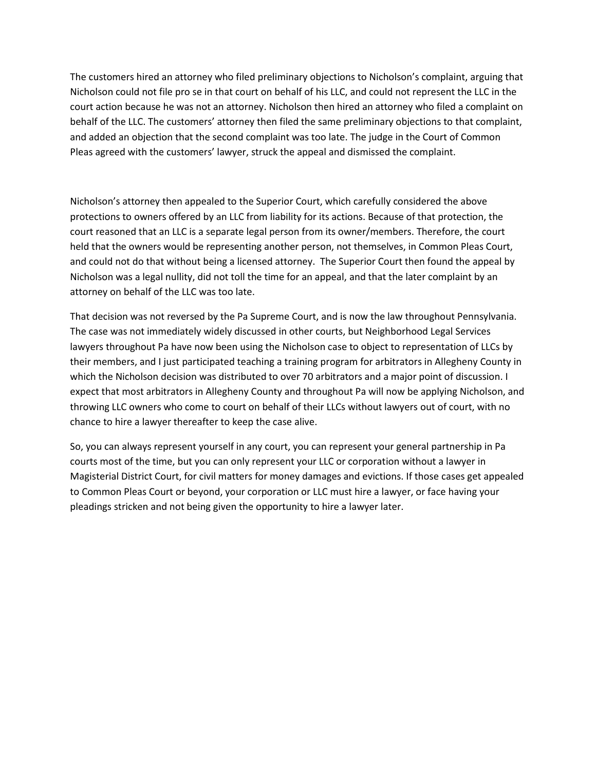The customers hired an attorney who filed preliminary objections to Nicholson's complaint, arguing that Nicholson could not file pro se in that court on behalf of his LLC, and could not represent the LLC in the court action because he was not an attorney. Nicholson then hired an attorney who filed a complaint on behalf of the LLC. The customers' attorney then filed the same preliminary objections to that complaint, and added an objection that the second complaint was too late. The judge in the Court of Common Pleas agreed with the customers' lawyer, struck the appeal and dismissed the complaint.

Nicholson's attorney then appealed to the Superior Court, which carefully considered the above protections to owners offered by an LLC from liability for its actions. Because of that protection, the court reasoned that an LLC is a separate legal person from its owner/members. Therefore, the court held that the owners would be representing another person, not themselves, in Common Pleas Court, and could not do that without being a licensed attorney. The Superior Court then found the appeal by Nicholson was a legal nullity, did not toll the time for an appeal, and that the later complaint by an attorney on behalf of the LLC was too late.

That decision was not reversed by the Pa Supreme Court, and is now the law throughout Pennsylvania. The case was not immediately widely discussed in other courts, but Neighborhood Legal Services lawyers throughout Pa have now been using the Nicholson case to object to representation of LLCs by their members, and I just participated teaching a training program for arbitrators in Allegheny County in which the Nicholson decision was distributed to over 70 arbitrators and a major point of discussion. I expect that most arbitrators in Allegheny County and throughout Pa will now be applying Nicholson, and throwing LLC owners who come to court on behalf of their LLCs without lawyers out of court, with no chance to hire a lawyer thereafter to keep the case alive.

So, you can always represent yourself in any court, you can represent your general partnership in Pa courts most of the time, but you can only represent your LLC or corporation without a lawyer in Magisterial District Court, for civil matters for money damages and evictions. If those cases get appealed to Common Pleas Court or beyond, your corporation or LLC must hire a lawyer, or face having your pleadings stricken and not being given the opportunity to hire a lawyer later.